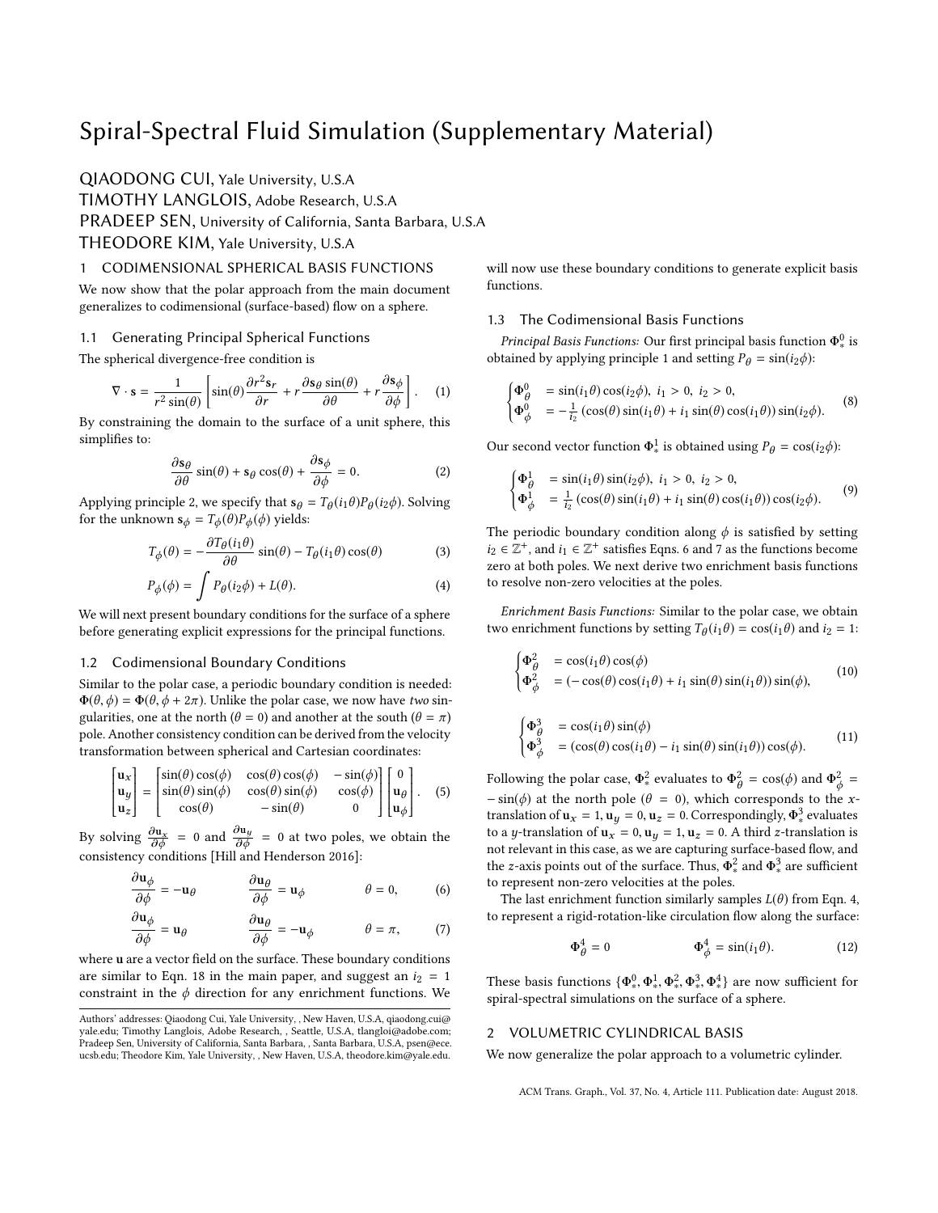# Spiral-Spectral Fluid Simulation (Supplementary Material)

QIAODONG CUI, Yale University, U.S.A
TIMOTHY LANGLOIS, Adobe Research, U.S.A
PRADEEP SEN, University of California, Santa Barbara, U.S.A
THEODORE KIM, Yale University, U.S.A

## 1 CODIMENSIONAL SPHERICAL BASIS FUNCTIONS

We now show that the polar approach from the main document generalizes to codimensional (surface-based) flow on a sphere.

### 1.1 Generating Principal Spherical Functions

The spherical divergence-free condition is

$$\nabla \cdot \mathbf{s} = \frac{1}{r^2 \sin(\theta)} \left[ \sin(\theta) \frac{\partial r^2 \mathbf{s}_r}{\partial r} + r \frac{\partial \mathbf{s}_\theta \sin(\theta)}{\partial \theta} + r \frac{\partial \mathbf{s}_\phi}{\partial \phi} \right]. \quad (1)$$

By constraining the domain to the surface of a unit sphere, this simplifies to:

$$\frac{\partial \mathbf{s}_\theta}{\partial \theta} \sin(\theta) + \mathbf{s}_\theta \cos(\theta) + \frac{\partial \mathbf{s}_\phi}{\partial \phi} = 0. \quad (2)$$

Applying principle 2, we specify that $\mathbf{s}_\theta = T_\theta(i_1\theta) P_\theta(i_2\phi)$. Solving for the unknown $\mathbf{s}_\phi = T_\phi(\theta) P_\phi(\phi)$ yields:

$$T_\phi(\theta) = -\frac{\partial T_\theta(i_1\theta)}{\partial \theta} \sin(\theta) - T_\theta(i_1\theta)\cos(\theta) \quad (3)$$

$$P_\phi(\phi) = \int P_\theta(i_2\phi) + L(\theta). \quad (4)$$

We will next present boundary conditions for the surface of a sphere before generating explicit expressions for the principal functions.

### 1.2 Codimensional Boundary Conditions

Similar to the polar case, a periodic boundary condition is needed: $\Phi(\theta, \phi) = \Phi(\theta, \phi + 2\pi)$. Unlike the polar case, we now have *two* singularities, one at the north ($\theta = 0$) and another at the south ($\theta = \pi$) pole. Another consistency condition can be derived from the velocity transformation between spherical and Cartesian coordinates:

$$\begin{bmatrix} \mathbf{u}_x \\ \mathbf{u}_y \\ \mathbf{u}_z \end{bmatrix} = \begin{bmatrix} \sin(\theta)\cos(\phi) & \cos(\theta)\cos(\phi) & -\sin(\phi) \\ \sin(\theta)\sin(\phi) & \cos(\theta)\sin(\phi) & \cos(\phi) \\ \cos(\theta) & -\sin(\theta) & 0 \end{bmatrix} \begin{bmatrix} 0 \\ \mathbf{u}_\theta \\ \mathbf{u}_\phi \end{bmatrix}. \quad (5)$$

By solving $\frac{\partial \mathbf{u}_x}{\partial \phi} = 0$ and $\frac{\partial \mathbf{u}_y}{\partial \phi} = 0$ at two poles, we obtain the consistency conditions [Hill and Henderson 2016]:

$$\frac{\partial \mathbf{u}_\phi}{\partial \phi} = -\mathbf{u}_\theta \qquad \frac{\partial \mathbf{u}_\theta}{\partial \phi} = \mathbf{u}_\phi \qquad \theta = 0, \quad (6)$$

$$\frac{\partial \mathbf{u}_\phi}{\partial \phi} = \mathbf{u}_\theta \qquad \frac{\partial \mathbf{u}_\theta}{\partial \phi} = -\mathbf{u}_\phi \qquad \theta = \pi, \quad (7)$$

where $\mathbf{u}$ are a vector field on the surface. These boundary conditions are similar to Eqn. 18 in the main paper, and suggest an $i_2 = 1$ constraint in the $\phi$ direction for any enrichment functions. We will now use these boundary conditions to generate explicit basis functions.

### 1.3 The Codimensional Basis Functions

*Principal Basis Functions:* Our first principal basis function $\Phi^0_*$ is obtained by applying principle 1 and setting $P_\theta = \sin(i_2\phi)$:

$$\begin{cases} \Phi^0_\theta &= \sin(i_1\theta)\cos(i_2\phi), \ i_1 > 0, \ i_2 > 0, \\ \Phi^0_\phi &= -\frac{1}{i_2}\left(\cos(\theta)\sin(i_1\theta) + i_1 \sin(\theta)\cos(i_1\theta)\right)\sin(i_2\phi). \end{cases} \quad (8)$$

Our second vector function $\Phi^1_*$ is obtained using $P_\theta = \cos(i_2\phi)$:

$$\begin{cases} \Phi^1_\theta &= \sin(i_1\theta)\sin(i_2\phi), \ i_1 > 0, \ i_2 > 0, \\ \Phi^1_\phi &= \frac{1}{i_2}\left(\cos(\theta)\sin(i_1\theta) + i_1 \sin(\theta)\cos(i_1\theta)\right)\cos(i_2\phi). \end{cases} \quad (9)$$

The periodic boundary condition along $\phi$ is satisfied by setting $i_2 \in \mathbb{Z}^+$, and $i_1 \in \mathbb{Z}^+$ satisfies Eqns. 6 and 7 as the functions become zero at both poles. We next derive two enrichment basis functions to resolve non-zero velocities at the poles.

*Enrichment Basis Functions:* Similar to the polar case, we obtain two enrichment functions by setting $T_\theta(i_1\theta) = \cos(i_1\theta)$ and $i_2 = 1$:

$$\begin{cases} \Phi^2_\theta &= \cos(i_1\theta)\cos(\phi) \\ \Phi^2_\phi &= \left(-\cos(\theta)\cos(i_1\theta) + i_1\sin(\theta)\sin(i_1\theta)\right)\sin(\phi), \end{cases} \quad (10)$$

$$\begin{cases} \Phi^3_\theta &= \cos(i_1\theta)\sin(\phi) \\ \Phi^3_\phi &= \left(\cos(\theta)\cos(i_1\theta) - i_1\sin(\theta)\sin(i_1\theta)\right)\cos(\phi). \end{cases} \quad (11)$$

Following the polar case, $\Phi^2_*$ evaluates to $\Phi^2_\theta = \cos(\phi)$ and $\Phi^2_\phi = -\sin(\phi)$ at the north pole ($\theta = 0$), which corresponds to the $x$-translation of $\mathbf{u}_x = 1, \mathbf{u}_y = 0, \mathbf{u}_z = 0$. Correspondingly, $\Phi^3_*$ evaluates to a $y$-translation of $\mathbf{u}_x = 0, \mathbf{u}_y = 1, \mathbf{u}_z = 0$. A third $z$-translation is not relevant in this case, as we are capturing surface-based flow, and the $z$-axis points out of the surface. Thus, $\Phi^2_*$ and $\Phi^3_*$ are sufficient to represent non-zero velocities at the poles.

The last enrichment function similarly samples $L(\theta)$ from Eqn. 4, to represent a rigid-rotation-like circulation flow along the surface:

$$\Phi^4_\theta = 0 \qquad \Phi^4_\phi = \sin(i_1\theta). \quad (12)$$

These basis functions $\{\Phi^0_*, \Phi^1_*, \Phi^2_*, \Phi^3_*, \Phi^4_*\}$ are now sufficient for spiral-spectral simulations on the surface of a sphere.

## 2 VOLUMETRIC CYLINDRICAL BASIS

We now generalize the polar approach to a volumetric cylinder.

Authors' addresses: Qiaodong Cui, Yale University, , New Haven, U.S.A, qiaodong.cui@yale.edu; Timothy Langlois, Adobe Research, , Seattle, U.S.A, tlangloi@adobe.com; Pradeep Sen, University of California, Santa Barbara, , Santa Barbara, U.S.A, psen@ece.ucsb.edu; Theodore Kim, Yale University, , New Haven, U.S.A, theodore.kim@yale.edu.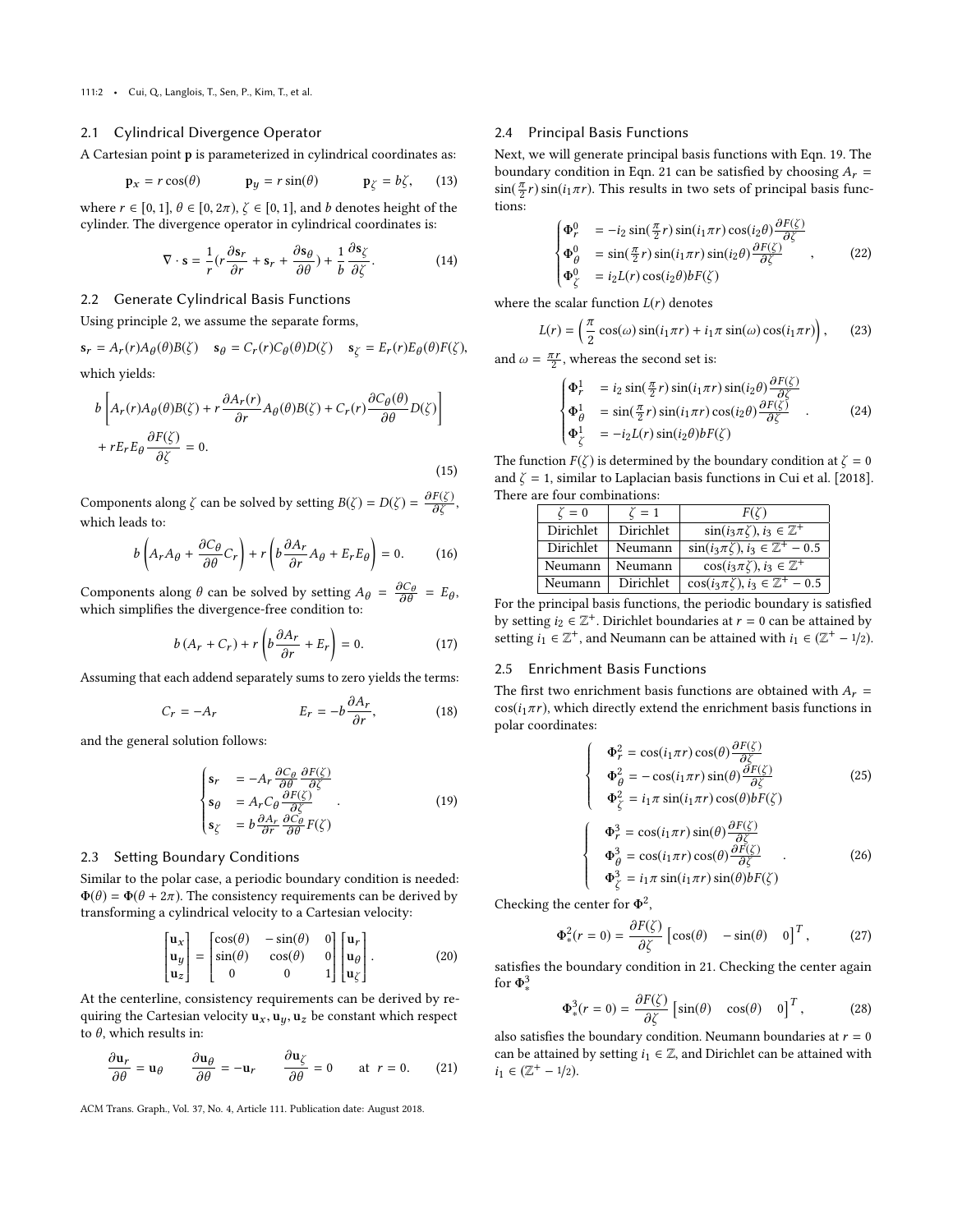## 2.1 Cylindrical Divergence Operator

A Cartesian point $\mathbf{p}$ is parameterized in cylindrical coordinates as:

$$\mathbf{p}_x = r\cos(\theta) \qquad \mathbf{p}_y = r\sin(\theta) \qquad \mathbf{p}_\zeta = b\zeta, \tag{13}$$

where $r \in [0,1]$, $\theta \in [0, 2\pi)$, $\zeta \in [0,1]$, and $b$ denotes height of the cylinder. The divergence operator in cylindrical coordinates is:

$$\nabla \cdot \mathbf{s} = \frac{1}{r}\left(r\frac{\partial \mathbf{s}_r}{\partial r} + \mathbf{s}_r + \frac{\partial \mathbf{s}_\theta}{\partial \theta}\right) + \frac{1}{b}\frac{\partial \mathbf{s}_\zeta}{\partial \zeta}. \tag{14}$$

## 2.2 Generate Cylindrical Basis Functions

Using principle 2, we assume the separate forms,

$$\mathbf{s}_r = A_r(r)A_\theta(\theta)B(\zeta) \quad \mathbf{s}_\theta = C_r(r)C_\theta(\theta)D(\zeta) \quad \mathbf{s}_\zeta = E_r(r)E_\theta(\theta)F(\zeta),$$

which yields:

$$b\left[A_r(r)A_\theta(\theta)B(\zeta) + r\frac{\partial A_r(r)}{\partial r}A_\theta(\theta)B(\zeta) + C_r(r)\frac{\partial C_\theta(\theta)}{\partial \theta}D(\zeta)\right] + rE_rE_\theta\frac{\partial F(\zeta)}{\partial \zeta} = 0. \tag{15}$$

Components along $\zeta$ can be solved by setting $B(\zeta) = D(\zeta) = \frac{\partial F(\zeta)}{\partial \zeta}$, which leads to:

$$b\left(A_rA_\theta + \frac{\partial C_\theta}{\partial \theta}C_r\right) + r\left(b\frac{\partial A_r}{\partial r}A_\theta + E_rE_\theta\right) = 0. \tag{16}$$

Components along $\theta$ can be solved by setting $A_\theta = \frac{\partial C_\theta}{\partial \theta} = E_\theta$, which simplifies the divergence-free condition to:

$$b\left(A_r + C_r\right) + r\left(b\frac{\partial A_r}{\partial r} + E_r\right) = 0. \tag{17}$$

Assuming that each addend separately sums to zero yields the terms:

$$C_r = -A_r \qquad E_r = -b\frac{\partial A_r}{\partial r}, \tag{18}$$

and the general solution follows:

$$\begin{cases} \mathbf{s}_r &= -A_r\frac{\partial C_\theta}{\partial \theta}\frac{\partial F(\zeta)}{\partial \zeta} \\ \mathbf{s}_\theta &= A_rC_\theta\frac{\partial F(\zeta)}{\partial \zeta} \\ \mathbf{s}_\zeta &= b\frac{\partial A_r}{\partial r}\frac{\partial C_\theta}{\partial \theta}F(\zeta) \end{cases}. \tag{19}$$

## 2.3 Setting Boundary Conditions

Similar to the polar case, a periodic boundary condition is needed: $\Phi(\theta) = \Phi(\theta + 2\pi)$. The consistency requirements can be derived by transforming a cylindrical velocity to a Cartesian velocity:

$$\begin{bmatrix}\mathbf{u}_x \\ \mathbf{u}_y \\ \mathbf{u}_z\end{bmatrix} = \begin{bmatrix}\cos(\theta) & -\sin(\theta) & 0 \\ \sin(\theta) & \cos(\theta) & 0 \\ 0 & 0 & 1\end{bmatrix}\begin{bmatrix}\mathbf{u}_r \\ \mathbf{u}_\theta \\ \mathbf{u}_\zeta\end{bmatrix}. \tag{20}$$

At the centerline, consistency requirements can be derived by requiring the Cartesian velocity $\mathbf{u}_x, \mathbf{u}_y, \mathbf{u}_z$ be constant which respect to $\theta$, which results in:

$$\frac{\partial \mathbf{u}_r}{\partial \theta} = \mathbf{u}_\theta \qquad \frac{\partial \mathbf{u}_\theta}{\partial \theta} = -\mathbf{u}_r \qquad \frac{\partial \mathbf{u}_\zeta}{\partial \theta} = 0 \qquad \text{at } r = 0. \tag{21}$$

## 2.4 Principal Basis Functions

Next, we will generate principal basis functions with Eqn. 19. The boundary condition in Eqn. 21 can be satisfied by choosing $A_r = \sin(\frac{\pi}{2}r)\sin(i_1\pi r)$. This results in two sets of principal basis functions:

$$\begin{cases} \Phi_r^0 &= -i_2\sin(\frac{\pi}{2}r)\sin(i_1\pi r)\cos(i_2\theta)\frac{\partial F(\zeta)}{\partial \zeta} \\ \Phi_\theta^0 &= \sin(\frac{\pi}{2}r)\sin(i_1\pi r)\sin(i_2\theta)\frac{\partial F(\zeta)}{\partial \zeta} \\ \Phi_\zeta^0 &= i_2L(r)\cos(i_2\theta)bF(\zeta) \end{cases}, \tag{22}$$

where the scalar function $L(r)$ denotes

$$L(r) = \left(\frac{\pi}{2}\cos(\omega)\sin(i_1\pi r) + i_1\pi\sin(\omega)\cos(i_1\pi r)\right), \tag{23}$$

and $\omega = \frac{\pi r}{2}$, whereas the second set is:

$$\begin{cases} \Phi_r^1 &= i_2\sin(\frac{\pi}{2}r)\sin(i_1\pi r)\sin(i_2\theta)\frac{\partial F(\zeta)}{\partial \zeta} \\ \Phi_\theta^1 &= \sin(\frac{\pi}{2}r)\sin(i_1\pi r)\cos(i_2\theta)\frac{\partial F(\zeta)}{\partial \zeta} \\ \Phi_\zeta^1 &= -i_2L(r)\sin(i_2\theta)bF(\zeta) \end{cases}. \tag{24}$$

The function $F(\zeta)$ is determined by the boundary condition at $\zeta = 0$ and $\zeta = 1$, similar to Laplacian basis functions in Cui et al. [2018]. There are four combinations:

| $\zeta = 0$ | $\zeta = 1$ | $F(\zeta)$ |
|---|---|---|
| Dirichlet | Dirichlet | $\sin(i_3\pi\zeta), i_3 \in \mathbb{Z}^+$ |
| Dirichlet | Neumann | $\sin(i_3\pi\zeta), i_3 \in \mathbb{Z}^+ - 0.5$ |
| Neumann | Neumann | $\cos(i_3\pi\zeta), i_3 \in \mathbb{Z}^+$ |
| Neumann | Dirichlet | $\cos(i_3\pi\zeta), i_3 \in \mathbb{Z}^+ - 0.5$ |

For the principal basis functions, the periodic boundary is satisfied by setting $i_2 \in \mathbb{Z}^+$. Dirichlet boundaries at $r = 0$ can be attained by setting $i_1 \in \mathbb{Z}^+$, and Neumann can be attained with $i_1 \in (\mathbb{Z}^+ - 1/2)$.

## 2.5 Enrichment Basis Functions

The first two enrichment basis functions are obtained with $A_r = \cos(i_1\pi r)$, which directly extend the enrichment basis functions in polar coordinates:

$$\begin{cases} \Phi_r^2 = \cos(i_1\pi r)\cos(\theta)\frac{\partial F(\zeta)}{\partial \zeta} \\ \Phi_\theta^2 = -\cos(i_1\pi r)\sin(\theta)\frac{\partial F(\zeta)}{\partial \zeta} \\ \Phi_\zeta^2 = i_1\pi\sin(i_1\pi r)\cos(\theta)bF(\zeta) \end{cases} \tag{25}$$

$$\begin{cases} \Phi_r^3 = \cos(i_1\pi r)\sin(\theta)\frac{\partial F(\zeta)}{\partial \zeta} \\ \Phi_\theta^3 = \cos(i_1\pi r)\cos(\theta)\frac{\partial F(\zeta)}{\partial \zeta} \\ \Phi_\zeta^3 = i_1\pi\sin(i_1\pi r)\sin(\theta)bF(\zeta) \end{cases}. \tag{26}$$

Checking the center for $\Phi^2$,

$$\Phi_*^2(r = 0) = \frac{\partial F(\zeta)}{\partial \zeta}\begin{bmatrix}\cos(\theta) & -\sin(\theta) & 0\end{bmatrix}^T, \tag{27}$$

satisfies the boundary condition in 21. Checking the center again for $\Phi_*^3$

$$\Phi_*^3(r = 0) = \frac{\partial F(\zeta)}{\partial \zeta}\begin{bmatrix}\sin(\theta) & \cos(\theta) & 0\end{bmatrix}^T, \tag{28}$$

also satisfies the boundary condition. Neumann boundaries at $r = 0$ can be attained by setting $i_1 \in \mathbb{Z}$, and Dirichlet can be attained with $i_1 \in (\mathbb{Z}^+ - 1/2)$.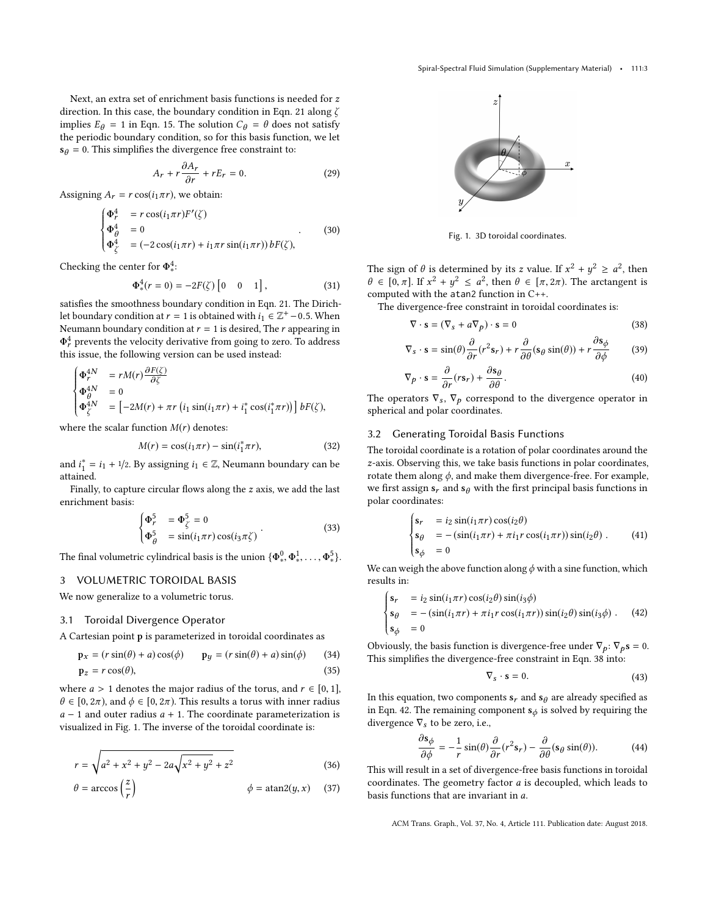Next, an extra set of enrichment basis functions is needed for $z$ direction. In this case, the boundary condition in Eqn. 21 along $\zeta$ implies $E_\theta = 1$ in Eqn. 15. The solution $C_\theta = \theta$ does not satisfy the periodic boundary condition, so for this basis function, we let $\mathbf{s}_\theta = 0$. This simplifies the divergence free constraint to:

$$A_r + r\frac{\partial A_r}{\partial r} + rE_r = 0. \tag{29}$$

Assigning $A_r = r\cos(i_1\pi r)$, we obtain:

$$\begin{cases} \Phi_r^4 &= r\cos(i_1\pi r)F'(\zeta) \\ \Phi_\theta^4 &= 0 \\ \Phi_\zeta^4 &= (-2\cos(i_1\pi r) + i_1\pi r\sin(i_1\pi r))\, bF(\zeta), \end{cases} \tag{30}$$

Checking the center for $\Phi_*^4$:

$$\Phi_*^4(r=0) = -2F(\zeta)\begin{bmatrix}0 & 0 & 1\end{bmatrix}, \tag{31}$$

satisfies the smoothness boundary condition in Eqn. 21. The Dirichlet boundary condition at $r = 1$ is obtained with $i_1 \in \mathbb{Z}^+ - 0.5$. When Neumann boundary condition at $r = 1$ is desired, The $r$ appearing in $\Phi_r^4$ prevents the velocity derivative from going to zero. To address this issue, the following version can be used instead:

$$\begin{cases} \Phi_r^{4N} &= rM(r)\frac{\partial F(\zeta)}{\partial \zeta} \\ \Phi_\theta^{4N} &= 0 \\ \Phi_\zeta^{4N} &= \left[-2M(r) + \pi r\left(i_1\sin(i_1\pi r) + i_1^*\cos(i_1^*\pi r)\right)\right] bF(\zeta), \end{cases}$$

where the scalar function $M(r)$ denotes:

$$M(r) = \cos(i_1\pi r) - \sin(i_1^*\pi r), \tag{32}$$

and $i_1^* = i_1 + 1/2$. By assigning $i_1 \in \mathbb{Z}$, Neumann boundary can be attained.

Finally, to capture circular flows along the $z$ axis, we add the last enrichment basis:

$$\begin{cases} \Phi_r^5 &= \Phi_\zeta^5 = 0 \\ \Phi_\theta^5 &= \sin(i_1\pi r)\cos(i_3\pi\zeta) \end{cases}. \tag{33}$$

The final volumetric cylindrical basis is the union $\{\Phi_*^0, \Phi_*^1, \ldots, \Phi_*^5\}$.

## 3 VOLUMETRIC TOROIDAL BASIS

We now generalize to a volumetric torus.

### 3.1 Toroidal Divergence Operator

A Cartesian point $\mathbf{p}$ is parameterized in toroidal coordinates as

$$\mathbf{p}_x = (r\sin(\theta) + a)\cos(\phi) \qquad \mathbf{p}_y = (r\sin(\theta) + a)\sin(\phi) \tag{34}$$

$$\mathbf{p}_z = r\cos(\theta), \tag{35}$$

where $a > 1$ denotes the major radius of the torus, and $r \in [0, 1]$, $\theta \in [0, 2\pi)$, and $\phi \in [0, 2\pi)$. This results a torus with inner radius $a - 1$ and outer radius $a + 1$. The coordinate parameterization is visualized in Fig. 1. The inverse of the toroidal coordinate is:

$$r = \sqrt{a^2 + x^2 + y^2 - 2a\sqrt{x^2 + y^2} + z^2} \tag{36}$$

$$\theta = \arccos\left(\frac{z}{r}\right) \qquad \phi = \text{atan2}(y, x) \tag{37}$$

Fig. 1. 3D toroidal coordinates.

The sign of $\theta$ is determined by its $z$ value. If $x^2 + y^2 \geq a^2$, then $\theta \in [0, \pi]$. If $x^2 + y^2 \leq a^2$, then $\theta \in [\pi, 2\pi)$. The arctangent is computed with the atan2 function in C++.

The divergence-free constraint in toroidal coordinates is:

$$\nabla \cdot \mathbf{s} = (\nabla_s + a\nabla_p) \cdot \mathbf{s} = 0 \tag{38}$$

$$\nabla_s \cdot \mathbf{s} = \sin(\theta)\frac{\partial}{\partial r}(r^2\mathbf{s}_r) + r\frac{\partial}{\partial \theta}(\mathbf{s}_\theta\sin(\theta)) + r\frac{\partial \mathbf{s}_\phi}{\partial \phi} \tag{39}$$

$$\nabla_p \cdot \mathbf{s} = \frac{\partial}{\partial r}(r\mathbf{s}_r) + \frac{\partial \mathbf{s}_\theta}{\partial \theta}. \tag{40}$$

The operators $\nabla_s$, $\nabla_p$ correspond to the divergence operator in spherical and polar coordinates.

### 3.2 Generating Toroidal Basis Functions

The toroidal coordinate is a rotation of polar coordinates around the $z$-axis. Observing this, we take basis functions in polar coordinates, rotate them along $\phi$, and make them divergence-free. For example, we first assign $\mathbf{s}_r$ and $\mathbf{s}_\theta$ with the first principal basis functions in polar coordinates:

$$\begin{cases} \mathbf{s}_r &= i_2\sin(i_1\pi r)\cos(i_2\theta) \\ \mathbf{s}_\theta &= -(\sin(i_1\pi r) + \pi i_1 r\cos(i_1\pi r))\sin(i_2\theta) \\ \mathbf{s}_\phi &= 0 \end{cases}. \tag{41}$$

We can weigh the above function along $\phi$ with a sine function, which results in:

$$\begin{cases} \mathbf{s}_r &= i_2\sin(i_1\pi r)\cos(i_2\theta)\sin(i_3\phi) \\ \mathbf{s}_\theta &= -(\sin(i_1\pi r) + \pi i_1 r\cos(i_1\pi r))\sin(i_2\theta)\sin(i_3\phi) \\ \mathbf{s}_\phi &= 0 \end{cases}. \tag{42}$$

Obviously, the basis function is divergence-free under $\nabla_p$: $\nabla_p\mathbf{s} = 0$. This simplifies the divergence-free constraint in Eqn. 38 into:

$$\nabla_s \cdot \mathbf{s} = 0. \tag{43}$$

In this equation, two components $\mathbf{s}_r$ and $\mathbf{s}_\theta$ are already specified as in Eqn. 42. The remaining component $\mathbf{s}_\phi$ is solved by requiring the divergence $\nabla_s$ to be zero, i.e.,

$$\frac{\partial \mathbf{s}_\phi}{\partial \phi} = -\frac{1}{r}\sin(\theta)\frac{\partial}{\partial r}(r^2\mathbf{s}_r) - \frac{\partial}{\partial \theta}(\mathbf{s}_\theta\sin(\theta)). \tag{44}$$

This will result in a set of divergence-free basis functions in toroidal coordinates. The geometry factor $a$ is decoupled, which leads to basis functions that are invariant in $a$.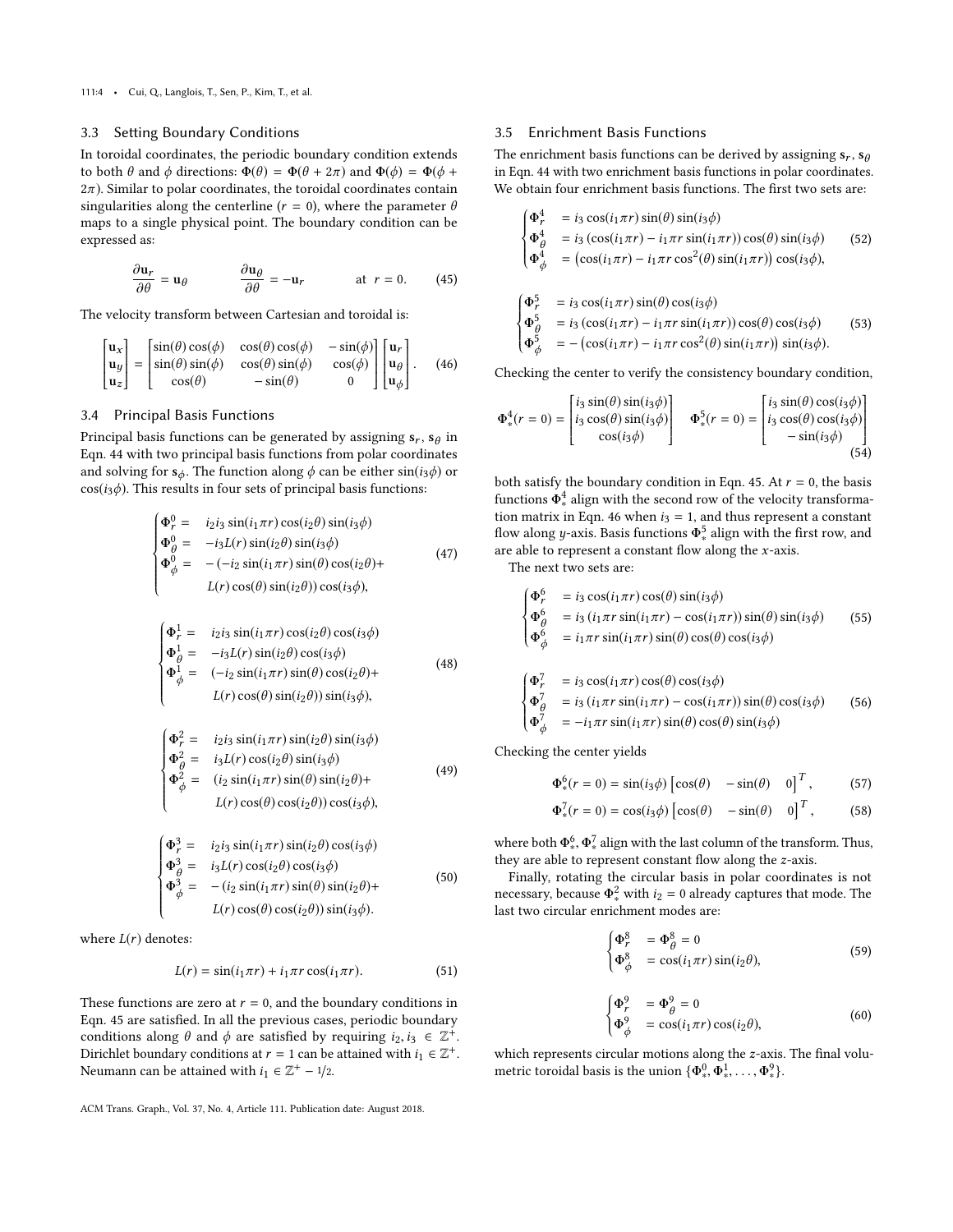### 3.3 Setting Boundary Conditions

In toroidal coordinates, the periodic boundary condition extends to both $\theta$ and $\phi$ directions: $\Phi(\theta) = \Phi(\theta + 2\pi)$ and $\Phi(\phi) = \Phi(\phi + 2\pi)$. Similar to polar coordinates, the toroidal coordinates contain singularities along the centerline ($r = 0$), where the parameter $\theta$ maps to a single physical point. The boundary condition can be expressed as:

$$\frac{\partial \mathbf{u}_r}{\partial \theta} = \mathbf{u}_\theta \qquad \frac{\partial \mathbf{u}_\theta}{\partial \theta} = -\mathbf{u}_r \qquad \text{at } r = 0. \tag{45}$$

The velocity transform between Cartesian and toroidal is:

$$\begin{bmatrix} \mathbf{u}_x \\ \mathbf{u}_y \\ \mathbf{u}_z \end{bmatrix} = \begin{bmatrix} \sin(\theta)\cos(\phi) & \cos(\theta)\cos(\phi) & -\sin(\phi) \\ \sin(\theta)\sin(\phi) & \cos(\theta)\sin(\phi) & \cos(\phi) \\ \cos(\theta) & -\sin(\theta) & 0 \end{bmatrix} \begin{bmatrix} \mathbf{u}_r \\ \mathbf{u}_\theta \\ \mathbf{u}_\phi \end{bmatrix}. \tag{46}$$

### 3.4 Principal Basis Functions

Principal basis functions can be generated by assigning $\mathbf{s}_r$, $\mathbf{s}_\theta$ in Eqn. 44 with two principal basis functions from polar coordinates and solving for $\mathbf{s}_\phi$. The function along $\phi$ can be either $\sin(i_3\phi)$ or $\cos(i_3\phi)$. This results in four sets of principal basis functions:

$$\begin{cases} \Phi^0_r = & i_2 i_3 \sin(i_1\pi r)\cos(i_2\theta)\sin(i_3\phi) \\ \Phi^0_\theta = & -i_3 L(r)\sin(i_2\theta)\sin(i_3\phi) \\ \Phi^0_\phi = & -(-i_2\sin(i_1\pi r)\sin(\theta)\cos(i_2\theta) + \\ & L(r)\cos(\theta)\sin(i_2\theta))\cos(i_3\phi), \end{cases} \tag{47}$$

$$\begin{cases} \Phi^1_r = & i_2 i_3 \sin(i_1\pi r)\cos(i_2\theta)\cos(i_3\phi) \\ \Phi^1_\theta = & -i_3 L(r)\sin(i_2\theta)\cos(i_3\phi) \\ \Phi^1_\phi = & (-i_2\sin(i_1\pi r)\sin(\theta)\cos(i_2\theta) + \\ & L(r)\cos(\theta)\sin(i_2\theta))\sin(i_3\phi), \end{cases} \tag{48}$$

$$\begin{cases} \Phi^2_r = & i_2 i_3 \sin(i_1\pi r)\sin(i_2\theta)\sin(i_3\phi) \\ \Phi^2_\theta = & i_3 L(r)\cos(i_2\theta)\sin(i_3\phi) \\ \Phi^2_\phi = & (i_2\sin(i_1\pi r)\sin(\theta)\sin(i_2\theta) + \\ & L(r)\cos(\theta)\cos(i_2\theta))\cos(i_3\phi), \end{cases} \tag{49}$$

$$\begin{cases} \Phi^3_r = & i_2 i_3 \sin(i_1\pi r)\sin(i_2\theta)\cos(i_3\phi) \\ \Phi^3_\theta = & i_3 L(r)\cos(i_2\theta)\cos(i_3\phi) \\ \Phi^3_\phi = & -(i_2\sin(i_1\pi r)\sin(\theta)\sin(i_2\theta) + \\ & L(r)\cos(\theta)\cos(i_2\theta))\sin(i_3\phi). \end{cases} \tag{50}$$

where $L(r)$ denotes:

$$L(r) = \sin(i_1\pi r) + i_1\pi r\cos(i_1\pi r). \tag{51}$$

These functions are zero at $r = 0$, and the boundary conditions in Eqn. 45 are satisfied. In all the previous cases, periodic boundary conditions along $\theta$ and $\phi$ are satisfied by requiring $i_2, i_3 \in \mathbb{Z}^+$. Dirichlet boundary conditions at $r = 1$ can be attained with $i_1 \in \mathbb{Z}^+$. Neumann can be attained with $i_1 \in \mathbb{Z}^+ - 1/2$.

### 3.5 Enrichment Basis Functions

The enrichment basis functions can be derived by assigning $\mathbf{s}_r$, $\mathbf{s}_\theta$ in Eqn. 44 with two enrichment basis functions in polar coordinates. We obtain four enrichment basis functions. The first two sets are:

$$\begin{cases} \Phi^4_r & = i_3\cos(i_1\pi r)\sin(\theta)\sin(i_3\phi) \\ \Phi^4_\theta & = i_3(\cos(i_1\pi r) - i_1\pi r\sin(i_1\pi r))\cos(\theta)\sin(i_3\phi) \\ \Phi^4_\phi & = \left(\cos(i_1\pi r) - i_1\pi r\cos^2(\theta)\sin(i_1\pi r)\right)\cos(i_3\phi), \end{cases} \tag{52}$$

$$\begin{cases} \Phi^5_r & = i_3\cos(i_1\pi r)\sin(\theta)\cos(i_3\phi) \\ \Phi^5_\theta & = i_3(\cos(i_1\pi r) - i_1\pi r\sin(i_1\pi r))\cos(\theta)\cos(i_3\phi) \\ \Phi^5_\phi & = -\left(\cos(i_1\pi r) - i_1\pi r\cos^2(\theta)\sin(i_1\pi r)\right)\sin(i_3\phi). \end{cases} \tag{53}$$

Checking the center to verify the consistency boundary condition,

$$\Phi^4_*(r=0) = \begin{bmatrix} i_3\sin(\theta)\sin(i_3\phi) \\ i_3\cos(\theta)\sin(i_3\phi) \\ \cos(i_3\phi) \end{bmatrix} \quad \Phi^5_*(r=0) = \begin{bmatrix} i_3\sin(\theta)\cos(i_3\phi) \\ i_3\cos(\theta)\cos(i_3\phi) \\ -\sin(i_3\phi) \end{bmatrix} \tag{54}$$

both satisfy the boundary condition in Eqn. 45. At $r = 0$, the basis functions $\Phi^4_*$ align with the second row of the velocity transformation matrix in Eqn. 46 when $i_3 = 1$, and thus represent a constant flow along $y$-axis. Basis functions $\Phi^5_*$ align with the first row, and are able to represent a constant flow along the $x$-axis.

The next two sets are:

$$\begin{cases} \Phi^6_r & = i_3\cos(i_1\pi r)\cos(\theta)\sin(i_3\phi) \\ \Phi^6_\theta & = i_3(i_1\pi r\sin(i_1\pi r) - \cos(i_1\pi r))\sin(\theta)\sin(i_3\phi) \\ \Phi^6_\phi & = i_1\pi r\sin(i_1\pi r)\sin(\theta)\cos(\theta)\cos(i_3\phi) \end{cases} \tag{55}$$

$$\begin{cases} \Phi^7_r & = i_3\cos(i_1\pi r)\cos(\theta)\cos(i_3\phi) \\ \Phi^7_\theta & = i_3(i_1\pi r\sin(i_1\pi r) - \cos(i_1\pi r))\sin(\theta)\cos(i_3\phi) \\ \Phi^7_\phi & = -i_1\pi r\sin(i_1\pi r)\sin(\theta)\cos(\theta)\sin(i_3\phi) \end{cases} \tag{56}$$

Checking the center yields

$$\Phi^6_*(r=0) = \sin(i_3\phi)\begin{bmatrix}\cos(\theta) & -\sin(\theta) & 0\end{bmatrix}^T, \tag{57}$$

$$\Phi^7_*(r=0) = \cos(i_3\phi)\begin{bmatrix}\cos(\theta) & -\sin(\theta) & 0\end{bmatrix}^T, \tag{58}$$

where both $\Phi^6_*, \Phi^7_*$ align with the last column of the transform. Thus, they are able to represent constant flow along the $z$-axis.

Finally, rotating the circular basis in polar coordinates is not necessary, because $\Phi^2_*$ with $i_2 = 0$ already captures that mode. The last two circular enrichment modes are:

$$\begin{cases} \Phi^8_r & = \Phi^8_\theta = 0 \\ \Phi^8_\phi & = \cos(i_1\pi r)\sin(i_2\theta), \end{cases} \tag{59}$$

$$\begin{cases} \Phi^9_r & = \Phi^9_\theta = 0 \\ \Phi^9_\phi & = \cos(i_1\pi r)\cos(i_2\theta), \end{cases} \tag{60}$$

which represents circular motions along the $z$-axis. The final volumetric toroidal basis is the union $\{\Phi^0_*, \Phi^1_*, \ldots, \Phi^9_*\}$.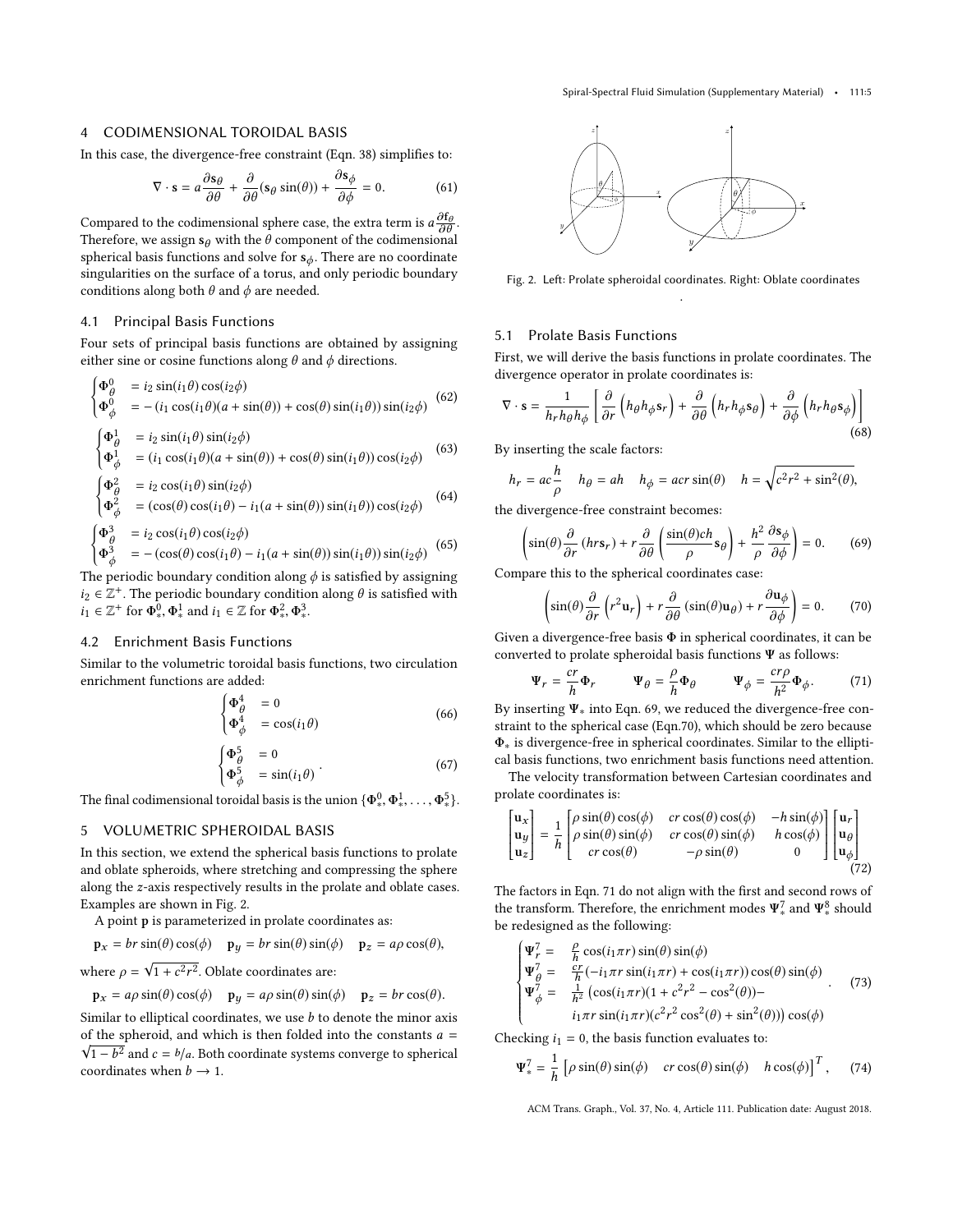## 4 CODIMENSIONAL TOROIDAL BASIS

In this case, the divergence-free constraint (Eqn. 38) simplifies to:

$$\nabla \cdot \mathbf{s} = a\frac{\partial \mathbf{s}_\theta}{\partial \theta} + \frac{\partial}{\partial \theta}(\mathbf{s}_\theta \sin(\theta)) + \frac{\partial \mathbf{s}_\phi}{\partial \phi} = 0. \tag{61}$$

Compared to the codimensional sphere case, the extra term is $a\frac{\partial \mathbf{f}_\theta}{\partial \theta}$. Therefore, we assign $\mathbf{s}_\theta$ with the $\theta$ component of the codimensional spherical basis functions and solve for $\mathbf{s}_\phi$. There are no coordinate singularities on the surface of a torus, and only periodic boundary conditions along both $\theta$ and $\phi$ are needed.

### 4.1 Principal Basis Functions

Four sets of principal basis functions are obtained by assigning either sine or cosine functions along $\theta$ and $\phi$ directions.

$$\begin{cases} \mathbf{\Phi}^0_\theta &= i_2 \sin(i_1\theta)\cos(i_2\phi) \\ \mathbf{\Phi}^0_\phi &= -\left(i_1\cos(i_1\theta)(a+\sin(\theta)) + \cos(\theta)\sin(i_1\theta)\right)\sin(i_2\phi) \end{cases} \tag{62}$$

$$\begin{cases} \mathbf{\Phi}^1_\theta &= i_2 \sin(i_1\theta)\sin(i_2\phi) \\ \mathbf{\Phi}^1_\phi &= \left(i_1\cos(i_1\theta)(a+\sin(\theta)) + \cos(\theta)\sin(i_1\theta)\right)\cos(i_2\phi) \end{cases} \tag{63}$$

$$\begin{cases} \mathbf{\Phi}^2_\theta &= i_2 \cos(i_1\theta)\sin(i_2\phi) \\ \mathbf{\Phi}^2_\phi &= \left(\cos(\theta)\cos(i_1\theta) - i_1(a+\sin(\theta))\sin(i_1\theta)\right)\cos(i_2\phi) \end{cases} \tag{64}$$

$$\begin{cases} \mathbf{\Phi}^3_\theta &= i_2 \cos(i_1\theta)\cos(i_2\phi) \\ \mathbf{\Phi}^3_\phi &= -\left(\cos(\theta)\cos(i_1\theta) - i_1(a+\sin(\theta))\sin(i_1\theta)\right)\sin(i_2\phi) \end{cases} \tag{65}$$

The periodic boundary condition along $\phi$ is satisfied by assigning $i_2 \in \mathbb{Z}^+$. The periodic boundary condition along $\theta$ is satisfied with $i_1 \in \mathbb{Z}^+$ for $\mathbf{\Phi}^0_*, \mathbf{\Phi}^1_*$ and $i_1 \in \mathbb{Z}$ for $\mathbf{\Phi}^2_*, \mathbf{\Phi}^3_*$.

### 4.2 Enrichment Basis Functions

Similar to the volumetric toroidal basis functions, two circulation enrichment functions are added:

$$\begin{cases} \mathbf{\Phi}^4_\theta &= 0 \\ \mathbf{\Phi}^4_\phi &= \cos(i_1\theta) \end{cases} \tag{66}$$

$$\begin{cases} \mathbf{\Phi}^5_\theta &= 0 \\ \mathbf{\Phi}^5_\phi &= \sin(i_1\theta) \end{cases}. \tag{67}$$

The final codimensional toroidal basis is the union $\{\mathbf{\Phi}^0_*, \mathbf{\Phi}^1_*, \dots, \mathbf{\Phi}^5_*\}$.

## 5 VOLUMETRIC SPHEROIDAL BASIS

In this section, we extend the spherical basis functions to prolate and oblate spheroids, where stretching and compressing the sphere along the $z$-axis respectively results in the prolate and oblate cases. Examples are shown in Fig. 2.

A point $\mathbf{p}$ is parameterized in prolate coordinates as:

$$\mathbf{p}_x = br\sin(\theta)\cos(\phi) \quad \mathbf{p}_y = br\sin(\theta)\sin(\phi) \quad \mathbf{p}_z = a\rho\cos(\theta),$$

where $\rho = \sqrt{1+c^2r^2}$. Oblate coordinates are:

$$\mathbf{p}_x = a\rho\sin(\theta)\cos(\phi) \quad \mathbf{p}_y = a\rho\sin(\theta)\sin(\phi) \quad \mathbf{p}_z = br\cos(\theta).$$

Similar to elliptical coordinates, we use $b$ to denote the minor axis of the spheroid, and which is then folded into the constants $a = \sqrt{1-b^2}$ and $c = b/a$. Both coordinate systems converge to spherical coordinates when $b \to 1$.

Fig. 2. Left: Prolate spheroidal coordinates. Right: Oblate coordinates

.

### 5.1 Prolate Basis Functions

First, we will derive the basis functions in prolate coordinates. The divergence operator in prolate coordinates is:

$$\nabla \cdot \mathbf{s} = \frac{1}{h_r h_\theta h_\phi}\left[\frac{\partial}{\partial r}\left(h_\theta h_\phi \mathbf{s}_r\right) + \frac{\partial}{\partial \theta}\left(h_r h_\phi \mathbf{s}_\theta\right) + \frac{\partial}{\partial \phi}\left(h_r h_\theta \mathbf{s}_\phi\right)\right] \tag{68}$$

By inserting the scale factors:

$$h_r = ac\frac{h}{\rho} \quad h_\theta = ah \quad h_\phi = acr\sin(\theta) \quad h = \sqrt{c^2r^2 + \sin^2(\theta)},$$

the divergence-free constraint becomes:

$$\left(\sin(\theta)\frac{\partial}{\partial r}(hr\mathbf{s}_r) + r\frac{\partial}{\partial \theta}\left(\frac{\sin(\theta)ch}{\rho}\mathbf{s}_\theta\right) + \frac{h^2}{\rho}\frac{\partial \mathbf{s}_\phi}{\partial \phi}\right) = 0. \tag{69}$$

Compare this to the spherical coordinates case:

$$\left(\sin(\theta)\frac{\partial}{\partial r}\left(r^2\mathbf{u}_r\right) + r\frac{\partial}{\partial \theta}(\sin(\theta)\mathbf{u}_\theta) + r\frac{\partial \mathbf{u}_\phi}{\partial \phi}\right) = 0. \tag{70}$$

Given a divergence-free basis $\mathbf{\Phi}$ in spherical coordinates, it can be converted to prolate spheroidal basis functions $\mathbf{\Psi}$ as follows:

$$\mathbf{\Psi}_r = \frac{cr}{h}\mathbf{\Phi}_r \qquad \mathbf{\Psi}_\theta = \frac{\rho}{h}\mathbf{\Phi}_\theta \qquad \mathbf{\Psi}_\phi = \frac{cr\rho}{h^2}\mathbf{\Phi}_\phi. \tag{71}$$

By inserting $\mathbf{\Psi}_*$ into Eqn. 69, we reduced the divergence-free constraint to the spherical case (Eqn.70), which should be zero because $\mathbf{\Phi}_*$ is divergence-free in spherical coordinates. Similar to the elliptical basis functions, two enrichment basis functions need attention.

The velocity transformation between Cartesian coordinates and prolate coordinates is:

$$\begin{bmatrix} \mathbf{u}_x \\ \mathbf{u}_y \\ \mathbf{u}_z \end{bmatrix} = \frac{1}{h}\begin{bmatrix} \rho\sin(\theta)\cos(\phi) & cr\cos(\theta)\cos(\phi) & -h\sin(\phi) \\ \rho\sin(\theta)\sin(\phi) & cr\cos(\theta)\sin(\phi) & h\cos(\phi) \\ cr\cos(\theta) & -\rho\sin(\theta) & 0 \end{bmatrix}\begin{bmatrix} \mathbf{u}_r \\ \mathbf{u}_\theta \\ \mathbf{u}_\phi \end{bmatrix} \tag{72}$$

The factors in Eqn. 71 do not align with the first and second rows of the transform. Therefore, the enrichment modes $\mathbf{\Psi}^7_*$ and $\mathbf{\Psi}^8_*$ should be redesigned as the following:

$$\begin{cases} \mathbf{\Psi}^7_r = & \frac{\rho}{h}\cos(i_1\pi r)\sin(\theta)\sin(\phi) \\ \mathbf{\Psi}^7_\theta = & \frac{cr}{h}(-i_1\pi r\sin(i_1\pi r) + \cos(i_1\pi r))\cos(\theta)\sin(\phi) \\ \mathbf{\Psi}^7_\phi = & \frac{1}{h^2}\big(\cos(i_1\pi r)(1 + c^2r^2 - \cos^2(\theta)) - \\ & i_1\pi r\sin(i_1\pi r)(c^2r^2\cos^2(\theta) + \sin^2(\theta))\big)\cos(\phi) \end{cases}. \tag{73}$$

Checking $i_1 = 0$, the basis function evaluates to:

$$\mathbf{\Psi}^7_* = \frac{1}{h}\left[\rho\sin(\theta)\sin(\phi) \quad cr\cos(\theta)\sin(\phi) \quad h\cos(\phi)\right]^T, \tag{74}$$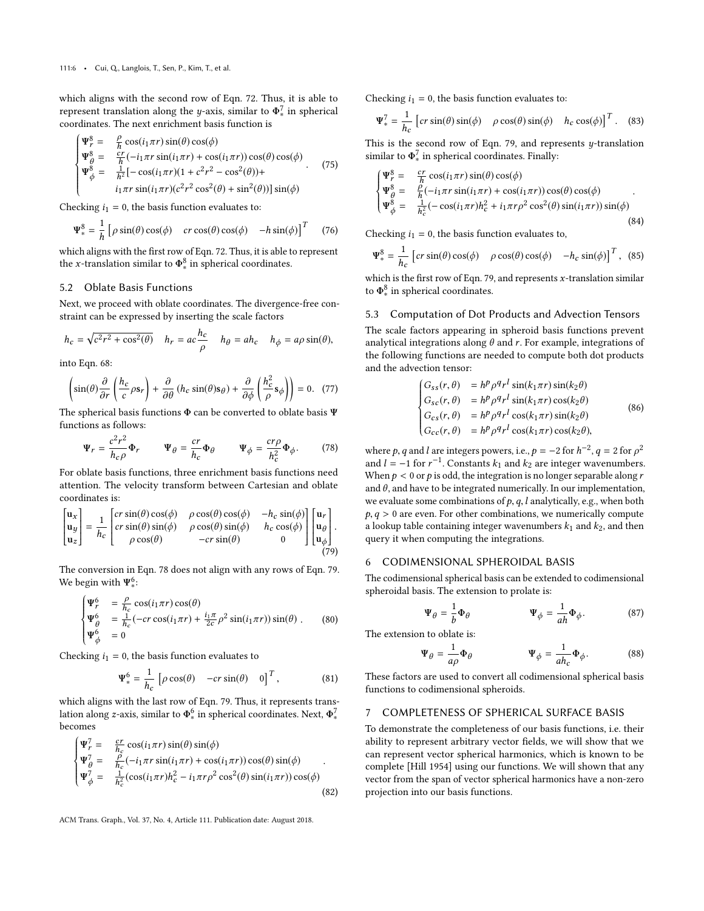which aligns with the second row of Eqn. 72. Thus, it is able to represent translation along the $y$-axis, similar to $\Phi_*^7$ in spherical coordinates. The next enrichment basis function is

$$\begin{cases} \Psi_r^8 = & \frac{\rho}{h}\cos(i_1\pi r)\sin(\theta)\cos(\phi) \\ \Psi_\theta^8 = & \frac{cr}{h}(-i_1\pi r\sin(i_1\pi r)+\cos(i_1\pi r))\cos(\theta)\cos(\phi) \\ \Psi_\phi^8 = & \frac{1}{h^2}[-\cos(i_1\pi r)(1+c^2r^2-\cos^2(\theta))+ \\ & i_1\pi r\sin(i_1\pi r)(c^2r^2\cos^2(\theta)+\sin^2(\theta))]\sin(\phi) \end{cases}. \quad (75)$$

Checking $i_1 = 0$, the basis function evaluates to:

$$\Psi_*^8 = \frac{1}{h}\begin{bmatrix}\rho\sin(\theta)\cos(\phi) & cr\cos(\theta)\cos(\phi) & -h\sin(\phi)\end{bmatrix}^T \quad (76)$$

which aligns with the first row of Eqn. 72. Thus, it is able to represent the $x$-translation similar to $\Phi_*^8$ in spherical coordinates.

### 5.2 Oblate Basis Functions

Next, we proceed with oblate coordinates. The divergence-free constraint can be expressed by inserting the scale factors

$$h_c = \sqrt{c^2r^2+\cos^2(\theta)} \quad h_r = ac\frac{h_c}{\rho} \quad h_\theta = ah_c \quad h_\phi = a\rho\sin(\theta),$$

into Eqn. 68:

$$\left(\sin(\theta)\frac{\partial}{\partial r}\left(\frac{h_c}{c}\rho\mathbf{s}_r\right)+\frac{\partial}{\partial\theta}\left(h_c\sin(\theta)\mathbf{s}_\theta\right)+\frac{\partial}{\partial\phi}\left(\frac{h_c^2}{\rho}\mathbf{s}_\phi\right)\right)=0. \quad (77)$$

The spherical basis functions $\Phi$ can be converted to oblate basis $\Psi$ functions as follows:

$$\Psi_r = \frac{c^2r^2}{h_c\rho}\Phi_r \qquad \Psi_\theta = \frac{cr}{h_c}\Phi_\theta \qquad \Psi_\phi = \frac{cr\rho}{h_c^2}\Phi_\phi. \quad (78)$$

For oblate basis functions, three enrichment basis functions need attention. The velocity transform between Cartesian and oblate coordinates is:

$$\begin{bmatrix}\mathbf{u}_x\\ \mathbf{u}_y\\ \mathbf{u}_z\end{bmatrix} = \frac{1}{h_c}\begin{bmatrix} cr\sin(\theta)\cos(\phi) & \rho\cos(\theta)\cos(\phi) & -h_c\sin(\phi) \\ cr\sin(\theta)\sin(\phi) & \rho\cos(\theta)\sin(\phi) & h_c\cos(\phi) \\ \rho\cos(\theta) & -cr\sin(\theta) & 0\end{bmatrix}\begin{bmatrix}\mathbf{u}_r\\ \mathbf{u}_\theta\\ \mathbf{u}_\phi\end{bmatrix}. \quad (79)$$

The conversion in Eqn. 78 does not align with any rows of Eqn. 79. We begin with $\Psi_*^6$:

$$\begin{cases} \Psi_r^6 & = \frac{\rho}{h_c}\cos(i_1\pi r)\cos(\theta) \\ \Psi_\theta^6 & = \frac{1}{h_c}(-cr\cos(i_1\pi r)+\frac{i_1\pi}{2c}\rho^2\sin(i_1\pi r))\sin(\theta) \\ \Psi_\phi^6 & = 0 \end{cases}. \quad (80)$$

Checking $i_1 = 0$, the basis function evaluates to

$$\Psi_*^6 = \frac{1}{h_c}\begin{bmatrix}\rho\cos(\theta) & -cr\sin(\theta) & 0\end{bmatrix}^T, \quad (81)$$

which aligns with the last row of Eqn. 79. Thus, it represents translation along $z$-axis, similar to $\Phi_*^6$ in spherical coordinates. Next, $\Phi_*^7$ becomes

$$\begin{cases} \Psi_r^7 = & \frac{cr}{h_c}\cos(i_1\pi r)\sin(\theta)\sin(\phi) \\ \Psi_\theta^7 = & \frac{\rho}{h_c}(-i_1\pi r\sin(i_1\pi r)+\cos(i_1\pi r))\cos(\theta)\sin(\phi) \\ \Psi_\phi^7 = & \frac{1}{h_c^2}(\cos(i_1\pi r)h_c^2 - i_1\pi r\rho^2\cos^2(\theta)\sin(i_1\pi r))\cos(\phi) \end{cases}. \quad (82)$$

Checking $i_1 = 0$, the basis function evaluates to:

$$\Psi_*^7 = \frac{1}{h_c}\begin{bmatrix}cr\sin(\theta)\sin(\phi) & \rho\cos(\theta)\sin(\phi) & h_c\cos(\phi)\end{bmatrix}^T. \quad (83)$$

This is the second row of Eqn. 79, and represents $y$-translation similar to $\Phi_*^7$ in spherical coordinates. Finally:

$$\begin{cases} \Psi_r^8 = & \frac{cr}{h}\cos(i_1\pi r)\sin(\theta)\cos(\phi) \\ \Psi_\theta^8 = & \frac{\rho}{h}(-i_1\pi r\sin(i_1\pi r)+\cos(i_1\pi r))\cos(\theta)\cos(\phi) \\ \Psi_\phi^8 = & \frac{1}{h_c^2}(-\cos(i_1\pi r)h_c^2 + i_1\pi r\rho^2\cos^2(\theta)\sin(i_1\pi r))\sin(\phi) \end{cases}. \quad (84)$$

Checking $i_1 = 0$, the basis function evaluates to,

$$\Psi_*^8 = \frac{1}{h_c}\begin{bmatrix}cr\sin(\theta)\cos(\phi) & \rho\cos(\theta)\cos(\phi) & -h_c\sin(\phi)\end{bmatrix}^T, \quad (85)$$

which is the first row of Eqn. 79, and represents $x$-translation similar to $\Phi_*^8$ in spherical coordinates.

### 5.3 Computation of Dot Products and Advection Tensors

The scale factors appearing in spheroid basis functions prevent analytical integrations along $\theta$ and $r$. For example, integrations of the following functions are needed to compute both dot products and the advection tensor:

$$\begin{cases} G_{ss}(r,\theta) & = h^p\rho^q r^l\sin(k_1\pi r)\sin(k_2\theta) \\ G_{sc}(r,\theta) & = h^p\rho^q r^l\sin(k_1\pi r)\cos(k_2\theta) \\ G_{cs}(r,\theta) & = h^p\rho^q r^l\cos(k_1\pi r)\sin(k_2\theta) \\ G_{cc}(r,\theta) & = h^p\rho^q r^l\cos(k_1\pi r)\cos(k_2\theta), \end{cases} \quad (86)$$

where $p$, $q$ and $l$ are integers powers, i.e., $p = -2$ for $h^{-2}$, $q = 2$ for $\rho^2$ and $l = -1$ for $r^{-1}$. Constants $k_1$ and $k_2$ are integer wavenumbers. When $p < 0$ or $p$ is odd, the integration is no longer separable along $r$ and $\theta$, and have to be integrated numerically. In our implementation, we evaluate some combinations of $p, q, l$ analytically, e.g., when both $p, q > 0$ are even. For other combinations, we numerically compute a lookup table containing integer wavenumbers $k_1$ and $k_2$, and then query it when computing the integrations.

## 6 CODIMENSIONAL SPHEROIDAL BASIS

The codimensional spherical basis can be extended to codimensional spheroidal basis. The extension to prolate is:

$$\Psi_\theta = \frac{1}{b}\Phi_\theta \qquad\qquad \Psi_\phi = \frac{1}{ah}\Phi_\phi. \quad (87)$$

The extension to oblate is:

$$\Psi_\theta = \frac{1}{a\rho}\Phi_\theta \qquad\qquad \Psi_\phi = \frac{1}{ah_c}\Phi_\phi. \quad (88)$$

These factors are used to convert all codimensional spherical basis functions to codimensional spheroids.

## 7 COMPLETENESS OF SPHERICAL SURFACE BASIS

To demonstrate the completeness of our basis functions, i.e. their ability to represent arbitrary vector fields, we will show that we can represent vector spherical harmonics, which is known to be complete [Hill 1954] using our functions. We will shown that any vector from the span of vector spherical harmonics have a non-zero projection into our basis functions.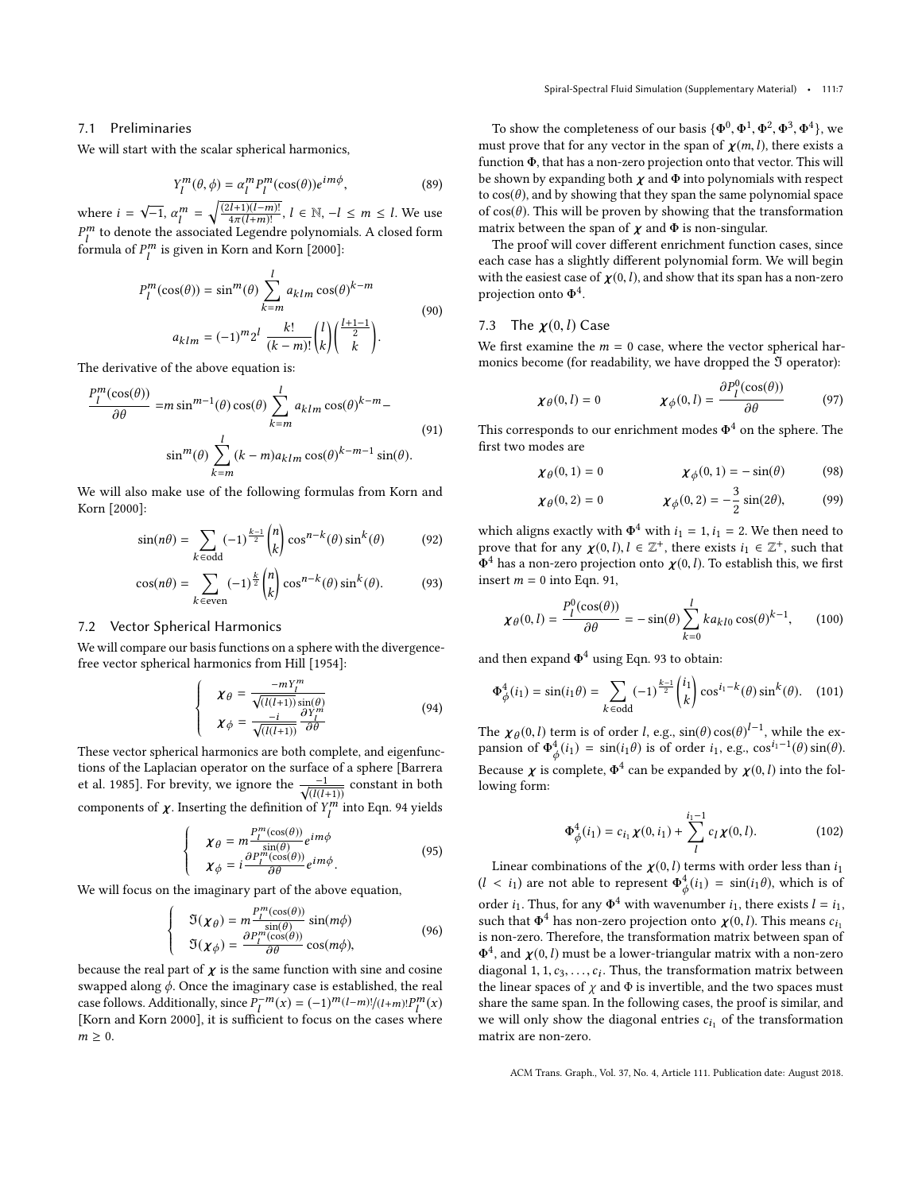## 7.1 Preliminaries

We will start with the scalar spherical harmonics,

$$Y_l^m(\theta,\phi) = \alpha_l^m P_l^m(\cos(\theta)) e^{im\phi}, \tag{89}$$

where $i = \sqrt{-1}$, $\alpha_l^m = \sqrt{\frac{(2l+1)(l-m)!}{4\pi(l+m)!}}$, $l \in \mathbb{N}$, $-l \le m \le l$. We use $P_l^m$ to denote the associated Legendre polynomials. A closed form formula of $P_l^m$ is given in Korn and Korn [2000]:

$$\begin{aligned} P_l^m(\cos(\theta)) &= \sin^m(\theta) \sum_{k=m}^{l} a_{klm} \cos(\theta)^{k-m} \\ a_{klm} &= (-1)^m 2^l \ \frac{k!}{(k-m)!} \binom{l}{k} \binom{\frac{l+1-1}{2}}{k}. \end{aligned} \tag{90}$$

The derivative of the above equation is:

$$\begin{aligned} \frac{P_l^m(\cos(\theta))}{\partial\theta} =& m \sin^{m-1}(\theta)\cos(\theta) \sum_{k=m}^{l} a_{klm} \cos(\theta)^{k-m} - \\ & \sin^m(\theta) \sum_{k=m}^{l} (k-m) a_{klm} \cos(\theta)^{k-m-1} \sin(\theta). \end{aligned} \tag{91}$$

We will also make use of the following formulas from Korn and Korn [2000]:

$$\sin(n\theta) = \sum_{k \in \text{odd}} (-1)^{\frac{k-1}{2}} \binom{n}{k} \cos^{n-k}(\theta)\sin^k(\theta) \tag{92}$$

$$\cos(n\theta) = \sum_{k \in \text{even}} (-1)^{\frac{k}{2}} \binom{n}{k} \cos^{n-k}(\theta)\sin^k(\theta). \tag{93}$$

## 7.2 Vector Spherical Harmonics

We will compare our basis functions on a sphere with the divergence-free vector spherical harmonics from Hill [1954]:

$$\begin{cases} \boldsymbol{\chi}_\theta = \frac{-mY_l^m}{\sqrt{(l(l+1))}\sin(\theta)} \\ \boldsymbol{\chi}_\phi = \frac{-i}{\sqrt{(l(l+1))}} \frac{\partial Y_l^m}{\partial\theta} \end{cases} \tag{94}$$

These vector spherical harmonics are both complete, and eigenfunctions of the Laplacian operator on the surface of a sphere [Barrera et al. 1985]. For brevity, we ignore the $\frac{-1}{\sqrt{(l(l+1))}}$ constant in both components of $\boldsymbol{\chi}$. Inserting the definition of $Y_l^m$ into Eqn. 94 yields

$$\begin{cases} \boldsymbol{\chi}_\theta = m\frac{P_l^m(\cos(\theta))}{\sin(\theta)} e^{im\phi} \\ \boldsymbol{\chi}_\phi = i\frac{\partial P_l^m(\cos(\theta))}{\partial\theta} e^{im\phi}. \end{cases} \tag{95}$$

We will focus on the imaginary part of the above equation,

$$\begin{cases} \Im(\boldsymbol{\chi}_\theta) = m\frac{P_l^m(\cos(\theta))}{\sin(\theta)} \sin(m\phi) \\ \Im(\boldsymbol{\chi}_\phi) = \frac{\partial P_l^m(\cos(\theta))}{\partial\theta} \cos(m\phi), \end{cases} \tag{96}$$

because the real part of $\boldsymbol{\chi}$ is the same function with sine and cosine swapped along $\phi$. Once the imaginary case is established, the real case follows. Additionally, since $P_l^{-m}(x) = (-1)^m {(l-m)!}/{(l+m)!} P_l^m(x)$ [Korn and Korn 2000], it is sufficient to focus on the cases where $m \ge 0$.

To show the completeness of our basis $\{\Phi^0, \Phi^1, \Phi^2, \Phi^3, \Phi^4\}$, we must prove that for any vector in the span of $\boldsymbol{\chi}(m,l)$, there exists a function $\Phi$, that has a non-zero projection onto that vector. This will be shown by expanding both $\boldsymbol{\chi}$ and $\Phi$ into polynomials with respect to $\cos(\theta)$, and by showing that they span the same polynomial space of $\cos(\theta)$. This will be proven by showing that the transformation matrix between the span of $\boldsymbol{\chi}$ and $\Phi$ is non-singular.

The proof will cover different enrichment function cases, since each case has a slightly different polynomial form. We will begin with the easiest case of $\boldsymbol{\chi}(0,l)$, and show that its span has a non-zero projection onto $\Phi^4$.

## 7.3 The $\boldsymbol{\chi}(0,l)$ Case

We first examine the $m=0$ case, where the vector spherical harmonics become (for readability, we have dropped the $\Im$ operator):

$$\boldsymbol{\chi}_\theta(0,l) = 0 \qquad\qquad \boldsymbol{\chi}_\phi(0,l) = \frac{\partial P_l^0(\cos(\theta))}{\partial\theta} \tag{97}$$

This corresponds to our enrichment modes $\Phi^4$ on the sphere. The first two modes are

$$\boldsymbol{\chi}_\theta(0,1) = 0 \qquad\qquad \boldsymbol{\chi}_\phi(0,1) = -\sin(\theta) \tag{98}$$

$$\boldsymbol{\chi}_\theta(0,2) = 0 \qquad\qquad \boldsymbol{\chi}_\phi(0,2) = -\frac{3}{2}\sin(2\theta), \tag{99}$$

which aligns exactly with $\Phi^4$ with $i_1 = 1, i_1 = 2$. We then need to prove that for any $\boldsymbol{\chi}(0,l), l \in \mathbb{Z}^+$, there exists $i_1 \in \mathbb{Z}^+$, such that $\Phi^4$ has a non-zero projection onto $\boldsymbol{\chi}(0,l)$. To establish this, we first insert $m=0$ into Eqn. 91,

$$\boldsymbol{\chi}_\theta(0,l) = \frac{P_l^0(\cos(\theta))}{\partial\theta} = -\sin(\theta)\sum_{k=0}^{l} k a_{kl0} \cos(\theta)^{k-1}, \tag{100}$$

and then expand $\Phi^4$ using Eqn. 93 to obtain:

$$\Phi_\phi^4(i_1) = \sin(i_1\theta) = \sum_{k \in \text{odd}} (-1)^{\frac{k-1}{2}} \binom{i_1}{k} \cos^{i_1-k}(\theta)\sin^k(\theta). \tag{101}$$

The $\boldsymbol{\chi}_\theta(0,l)$ term is of order $l$, e.g., $\sin(\theta)\cos(\theta)^{l-1}$, while the expansion of $\Phi_\phi^4(i_1) = \sin(i_1\theta)$ is of order $i_1$, e.g., $\cos^{i_1-1}(\theta)\sin(\theta)$. Because $\boldsymbol{\chi}$ is complete, $\Phi^4$ can be expanded by $\boldsymbol{\chi}(0,l)$ into the following form:

$$\Phi_\phi^4(i_1) = c_{i_1}\boldsymbol{\chi}(0,i_1) + \sum_{l}^{i_1-1} c_l \boldsymbol{\chi}(0,l). \tag{102}$$

Linear combinations of the $\boldsymbol{\chi}(0,l)$ terms with order less than $i_1$ ($l < i_1$) are not able to represent $\Phi_\phi^4(i_1) = \sin(i_1\theta)$, which is of order $i_1$. Thus, for any $\Phi^4$ with wavenumber $i_1$, there exists $l = i_1$, such that $\Phi^4$ has non-zero projection onto $\boldsymbol{\chi}(0,l)$. This means $c_{i_1}$ is non-zero. Therefore, the transformation matrix between span of $\Phi^4$, and $\boldsymbol{\chi}(0,l)$ must be a lower-triangular matrix with a non-zero diagonal $1, 1, c_3, \ldots, c_i$. Thus, the transformation matrix between the linear spaces of $\chi$ and $\Phi$ is invertible, and the two spaces must share the same span. In the following cases, the proof is similar, and we will only show the diagonal entries $c_{i_1}$ of the transformation matrix are non-zero.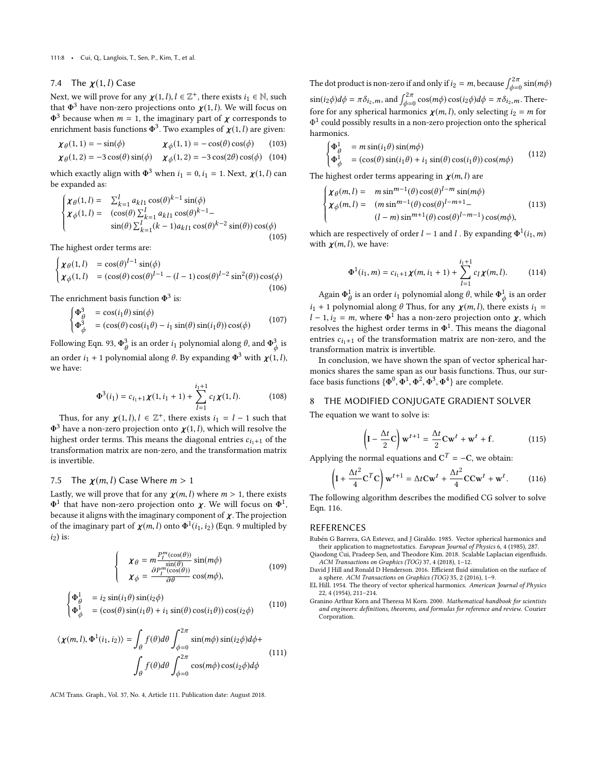### 7.4 The $\chi(1, l)$ Case

Next, we will prove for any $\chi(1, l), l \in \mathbb{Z}^+$, there exists $i_1 \in \mathbb{N}$, such that $\Phi^3$ have non-zero projections onto $\chi(1, l)$. We will focus on $\Phi^3$ because when $m = 1$, the imaginary part of $\chi$ corresponds to enrichment basis functions $\Phi^3$. Two examples of $\chi(1, l)$ are given:

$$\chi_\theta(1,1) = -\sin(\phi) \qquad \chi_\phi(1,1) = -\cos(\theta)\cos(\phi) \tag{103}$$

$$\chi_\theta(1,2) = -3\cos(\theta)\sin(\phi) \quad \chi_\phi(1,2) = -3\cos(2\theta)\cos(\phi) \tag{104}$$

which exactly align with $\Phi^3$ when $i_1 = 0, i_1 = 1$. Next, $\chi(1, l)$ can be expanded as:

$$\begin{cases} \chi_\theta(1,l) = & \sum_{k=1}^{l} a_{kl1} \cos(\theta)^{k-1} \sin(\phi) \\ \chi_\phi(1,l) = & (\cos(\theta) \sum_{k=1}^{l} a_{kl1} \cos(\theta)^{k-1} - \\ & \sin(\theta) \sum_{k=1}^{l} (k-1) a_{kl1} \cos(\theta)^{k-2} \sin(\theta)) \cos(\phi) \end{cases} \tag{105}$$

The highest order terms are:

$$\begin{cases} \chi_\theta(1,l) & = \cos(\theta)^{l-1} \sin(\phi) \\ \chi_\phi(1,l) & = (\cos(\theta)\cos(\theta)^{l-1} - (l-1)\cos(\theta)^{l-2}\sin^2(\theta))\cos(\phi) \end{cases} \tag{106}$$

The enrichment basis function $\Phi^3$ is:

$$\begin{cases} \Phi^3_\theta & = \cos(i_1\theta)\sin(\phi) \\ \Phi^3_\phi & = (\cos(\theta)\cos(i_1\theta) - i_1 \sin(\theta)\sin(i_1\theta))\cos(\phi) \end{cases} \tag{107}$$

Following Eqn. 93, $\Phi^3_\theta$ is an order $i_1$ polynomial along $\theta$, and $\Phi^3_\phi$ is an order $i_1 + 1$ polynomial along $\theta$. By expanding $\Phi^3$ with $\chi(1, l)$, we have:

$$\Phi^3(i_1) = c_{i_1+1}\chi(1, i_1 + 1) + \sum_{l=1}^{i_1+1} c_l \chi(1, l). \tag{108}$$

Thus, for any $\chi(1, l), l \in \mathbb{Z}^+$, there exists $i_1 = l - 1$ such that $\Phi^3$ have a non-zero projection onto $\chi(1, l)$, which will resolve the highest order terms. This means the diagonal entries $c_{i_1+1}$ of the transformation matrix are non-zero, and the transformation matrix is invertible.

### 7.5 The $\chi(m, l)$ Case Where $m > 1$

Lastly, we will prove that for any $\chi(m, l)$ where $m > 1$, there exists $\Phi^1$ that have non-zero projection onto $\chi$. We will focus on $\Phi^1$, because it aligns with the imaginary component of $\chi$. The projection of the imaginary part of $\chi(m, l)$ onto $\Phi^1(i_1, i_2)$ (Eqn. 9 multipled by $i_2$) is:

$$\begin{cases} \chi_\theta = m \dfrac{P_l^m(\cos(\theta))}{\sin(\theta)} \sin(m\phi) \\ \chi_\phi = \dfrac{\partial P_l^m(\cos(\theta))}{\partial\theta} \cos(m\phi), \end{cases} \tag{109}$$

$$\begin{cases} \Phi^1_\theta & = i_2 \sin(i_1\theta)\sin(i_2\phi) \\ \Phi^1_\phi & = (\cos(\theta)\sin(i_1\theta) + i_1 \sin(\theta)\cos(i_1\theta))\cos(i_2\phi) \end{cases} \tag{110}$$

$$\langle \chi(m,l), \Phi^1(i_1,i_2) \rangle = \int_\theta f(\theta) d\theta \int_{\phi=0}^{2\pi} \sin(m\phi)\sin(i_2\phi) d\phi + \int_\theta f(\theta) d\theta \int_{\phi=0}^{2\pi} \cos(m\phi)\cos(i_2\phi) d\phi \tag{111}$$

The dot product is non-zero if and only if $i_2 = m$, because $\int_{\phi=0}^{2\pi} \sin(m\phi) \sin(i_2\phi) d\phi = \pi\delta_{i_2,m}$, and $\int_{\phi=0}^{2\pi} \cos(m\phi)\cos(i_2\phi)d\phi = \pi\delta_{i_2,m}$. Therefore for any spherical harmonics $\chi(m, l)$, only selecting $i_2 = m$ for $\Phi^1$ could possibly results in a non-zero projection onto the spherical harmonics.

$$\begin{cases} \Phi^1_\theta & = m \sin(i_1\theta)\sin(m\phi) \\ \Phi^1_\phi & = (\cos(\theta)\sin(i_1\theta) + i_1 \sin(\theta)\cos(i_1\theta))\cos(m\phi) \end{cases} \tag{112}$$

The highest order terms appearing in $\chi(m, l)$ are

$$\begin{cases} \chi_\theta(m,l) = & m \sin^{m-1}(\theta)\cos(\theta)^{l-m}\sin(m\phi) \\ \chi_\phi(m,l) = & (m \sin^{m-1}(\theta)\cos(\theta)^{l-m+1} - \\ & (l-m)\sin^{m+1}(\theta)\cos(\theta)^{l-m-1})\cos(m\phi), \end{cases} \tag{113}$$

which are respectively of order $l - 1$ and $l$. By expanding $\Phi^1(i_1, m)$ with $\chi(m, l)$, we have:

$$\Phi^1(i_1, m) = c_{i_1+1}\chi(m, i_1 + 1) + \sum_{l=1}^{i_1+1} c_l \chi(m, l). \tag{114}$$

Again $\Phi^1_\theta$ is an order $i_1$ polynomial along $\theta$, while $\Phi^1_\phi$ is an order $i_1 + 1$ polynomial along $\theta$ Thus, for any $\chi(m, l)$, there exists $i_1 = l - 1, i_2 = m$, where $\Phi^1$ has a non-zero projection onto $\chi$, which resolves the highest order terms in $\Phi^1$. This means the diagonal entries $c_{i_1+1}$ of the transformation matrix are non-zero, and the transformation matrix is invertible.

In conclusion, we have shown the span of vector spherical harmonics shares the same span as our basis functions. Thus, our surface basis functions $\{\Phi^0, \Phi^1, \Phi^2, \Phi^3, \Phi^4\}$ are complete.

## 8 THE MODIFIED CONJUGATE GRADIENT SOLVER

The equation we want to solve is:

$$\left(\mathbf{I} - \frac{\Delta t}{2}\mathbf{C}\right)\mathbf{w}^{t+1} = \frac{\Delta t}{2}\mathbf{C}\mathbf{w}^t + \mathbf{w}^t + \mathbf{f}. \tag{115}$$

Applying the normal equations and $\mathbf{C}^T = -\mathbf{C}$, we obtain:

$$\left(\mathbf{I} + \frac{\Delta t^2}{4}\mathbf{C}^T\mathbf{C}\right)\mathbf{w}^{t+1} = \Delta t \mathbf{C}\mathbf{w}^t + \frac{\Delta t^2}{4}\mathbf{C}\mathbf{C}\mathbf{w}^t + \mathbf{w}^t. \tag{116}$$

The following algorithm describes the modified CG solver to solve Eqn. 116.

## REFERENCES

Rubén G Barrera, GA Estevez, and J Giraldo. 1985. Vector spherical harmonics and their application to magnetostatics. *European Journal of Physics* 6, 4 (1985), 287.

Qiaodong Cui, Pradeep Sen, and Theodore Kim. 2018. Scalable Laplacian eigenfluids. *ACM Transactions on Graphics (TOG)* 37, 4 (2018), 1–12.

David J Hill and Ronald D Henderson. 2016. Efficient fluid simulation on the surface of a sphere. *ACM Transactions on Graphics (TOG)* 35, 2 (2016), 1–9.

EL Hill. 1954. The theory of vector spherical harmonics. *American Journal of Physics* 22, 4 (1954), 211–214.

Granino Arthur Korn and Theresa M Korn. 2000. *Mathematical handbook for scientists and engineers: definitions, theorems, and formulas for reference and review.* Courier Corporation.